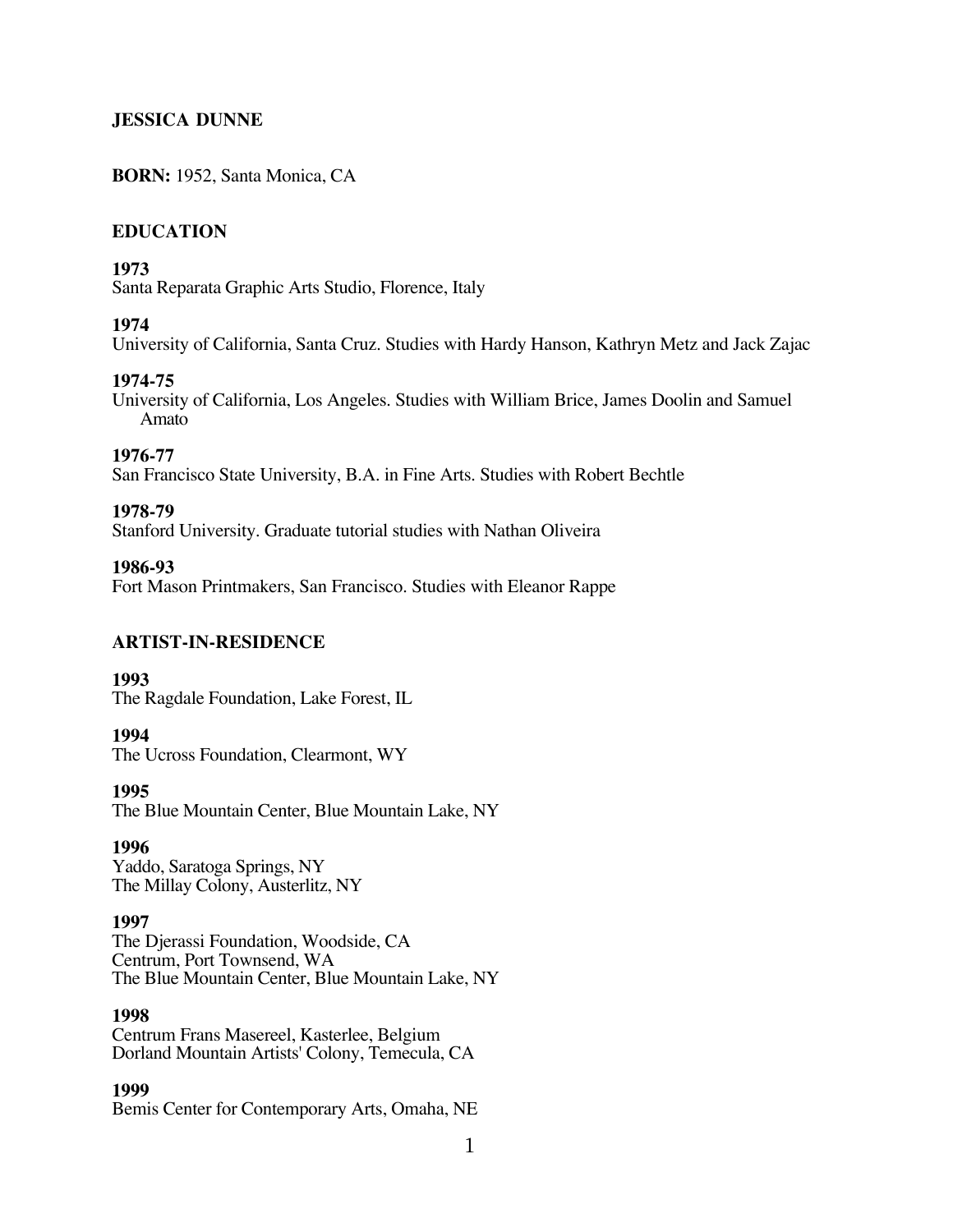# JESSICA DUNNE

**BORN:** 1952, Santa Monica, CA

## EDUCATION

**1973**
Santa Reparata Graphic Arts Studio, Florence, Italy

**1974**
University of California, Santa Cruz. Studies with Hardy Hanson, Kathryn Metz and Jack Zajac

**1974-75**
University of California, Los Angeles. Studies with William Brice, James Doolin and Samuel Amato

**1976-77**
San Francisco State University, B.A. in Fine Arts. Studies with Robert Bechtle

**1978-79**
Stanford University. Graduate tutorial studies with Nathan Oliveira

**1986-93**
Fort Mason Printmakers, San Francisco. Studies with Eleanor Rappe

## ARTIST-IN-RESIDENCE

**1993**
The Ragdale Foundation, Lake Forest, IL

**1994**
The Ucross Foundation, Clearmont, WY

**1995**
The Blue Mountain Center, Blue Mountain Lake, NY

**1996**
Yaddo, Saratoga Springs, NY
The Millay Colony, Austerlitz, NY

**1997**
The Djerassi Foundation, Woodside, CA
Centrum, Port Townsend, WA
The Blue Mountain Center, Blue Mountain Lake, NY

**1998**
Centrum Frans Masereel, Kasterlee, Belgium
Dorland Mountain Artists' Colony, Temecula, CA

**1999**
Bemis Center for Contemporary Arts, Omaha, NE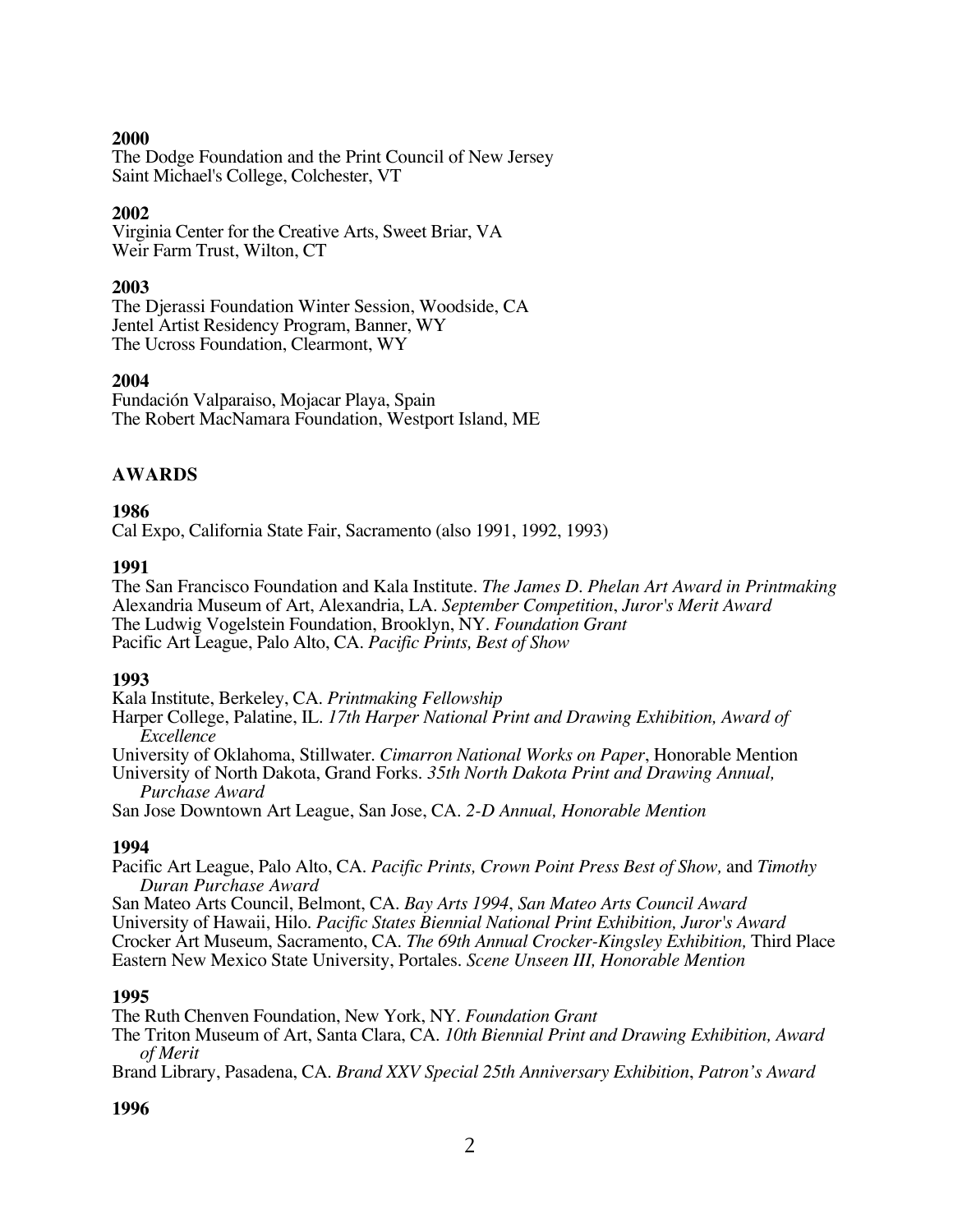**2000**
The Dodge Foundation and the Print Council of New Jersey
Saint Michael's College, Colchester, VT

**2002**
Virginia Center for the Creative Arts, Sweet Briar, VA
Weir Farm Trust, Wilton, CT

**2003**
The Djerassi Foundation Winter Session, Woodside, CA
Jentel Artist Residency Program, Banner, WY
The Ucross Foundation, Clearmont, WY

**2004**
Fundación Valparaiso, Mojacar Playa, Spain
The Robert MacNamara Foundation, Westport Island, ME

## AWARDS

**1986**
Cal Expo, California State Fair, Sacramento (also 1991, 1992, 1993)

**1991**
The San Francisco Foundation and Kala Institute. *The James D. Phelan Art Award in Printmaking*
Alexandria Museum of Art, Alexandria, LA. *September Competition*, *Juror's Merit Award*
The Ludwig Vogelstein Foundation, Brooklyn, NY. *Foundation Grant*
Pacific Art League, Palo Alto, CA. *Pacific Prints, Best of Show*

**1993**
Kala Institute, Berkeley, CA. *Printmaking Fellowship*
Harper College, Palatine, IL. *17th Harper National Print and Drawing Exhibition, Award of Excellence*
University of Oklahoma, Stillwater. *Cimarron National Works on Paper*, Honorable Mention
University of North Dakota, Grand Forks. *35th North Dakota Print and Drawing Annual, Purchase Award*
San Jose Downtown Art League, San Jose, CA. *2-D Annual, Honorable Mention*

**1994**
Pacific Art League, Palo Alto, CA. *Pacific Prints, Crown Point Press Best of Show,* and *Timothy Duran Purchase Award*
San Mateo Arts Council, Belmont, CA. *Bay Arts 1994*, *San Mateo Arts Council Award*
University of Hawaii, Hilo. *Pacific States Biennial National Print Exhibition, Juror's Award*
Crocker Art Museum, Sacramento, CA. *The 69th Annual Crocker-Kingsley Exhibition,* Third Place
Eastern New Mexico State University, Portales. *Scene Unseen III, Honorable Mention*

**1995**
The Ruth Chenven Foundation, New York, NY. *Foundation Grant*
The Triton Museum of Art, Santa Clara, CA. *10th Biennial Print and Drawing Exhibition, Award of Merit*
Brand Library, Pasadena, CA. *Brand XXV Special 25th Anniversary Exhibition*, *Patron's Award*

**1996**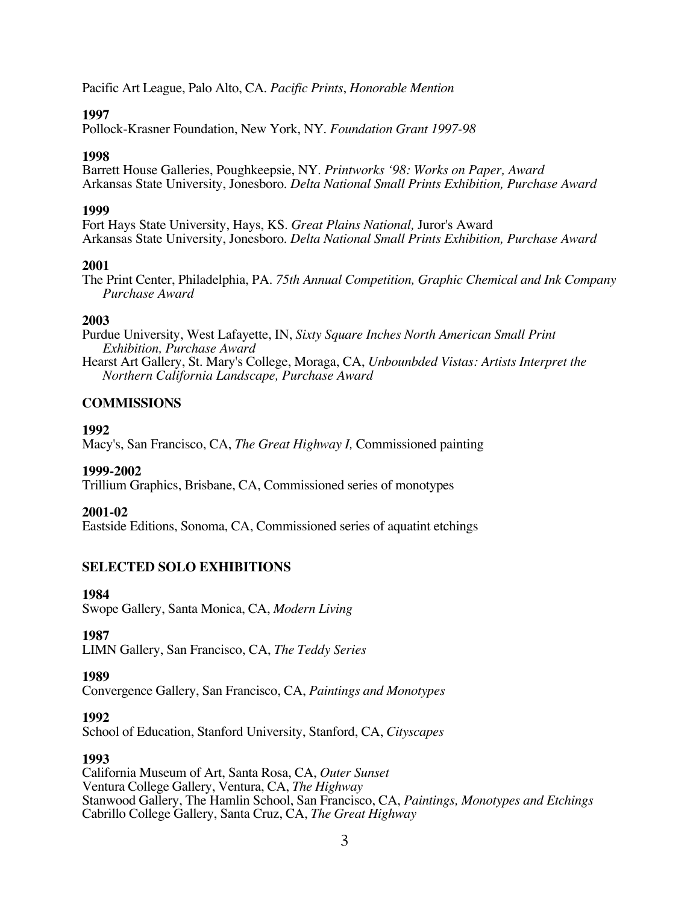Pacific Art League, Palo Alto, CA. *Pacific Prints*, *Honorable Mention*

**1997**

Pollock-Krasner Foundation, New York, NY. *Foundation Grant 1997-98*

**1998**

Barrett House Galleries, Poughkeepsie, NY. *Printworks '98: Works on Paper, Award*

Arkansas State University, Jonesboro. *Delta National Small Prints Exhibition, Purchase Award*

**1999**

Fort Hays State University, Hays, KS. *Great Plains National,* Juror's Award

Arkansas State University, Jonesboro. *Delta National Small Prints Exhibition, Purchase Award*

**2001**

The Print Center, Philadelphia, PA. *75th Annual Competition, Graphic Chemical and Ink Company Purchase Award*

**2003**

Purdue University, West Lafayette, IN, *Sixty Square Inches North American Small Print Exhibition, Purchase Award*

Hearst Art Gallery, St. Mary's College, Moraga, CA, *Unbounbded Vistas: Artists Interpret the Northern California Landscape, Purchase Award*

## COMMISSIONS

**1992**

Macy's, San Francisco, CA, *The Great Highway I,* Commissioned painting

**1999-2002**

Trillium Graphics, Brisbane, CA, Commissioned series of monotypes

**2001-02**

Eastside Editions, Sonoma, CA, Commissioned series of aquatint etchings

## SELECTED SOLO EXHIBITIONS

**1984**

Swope Gallery, Santa Monica, CA, *Modern Living*

**1987**

LIMN Gallery, San Francisco, CA, *The Teddy Series*

**1989**

Convergence Gallery, San Francisco, CA, *Paintings and Monotypes*

**1992**

School of Education, Stanford University, Stanford, CA, *Cityscapes*

**1993**

California Museum of Art, Santa Rosa, CA, *Outer Sunset*

Ventura College Gallery, Ventura, CA, *The Highway*

Stanwood Gallery, The Hamlin School, San Francisco, CA, *Paintings, Monotypes and Etchings*

Cabrillo College Gallery, Santa Cruz, CA, *The Great Highway*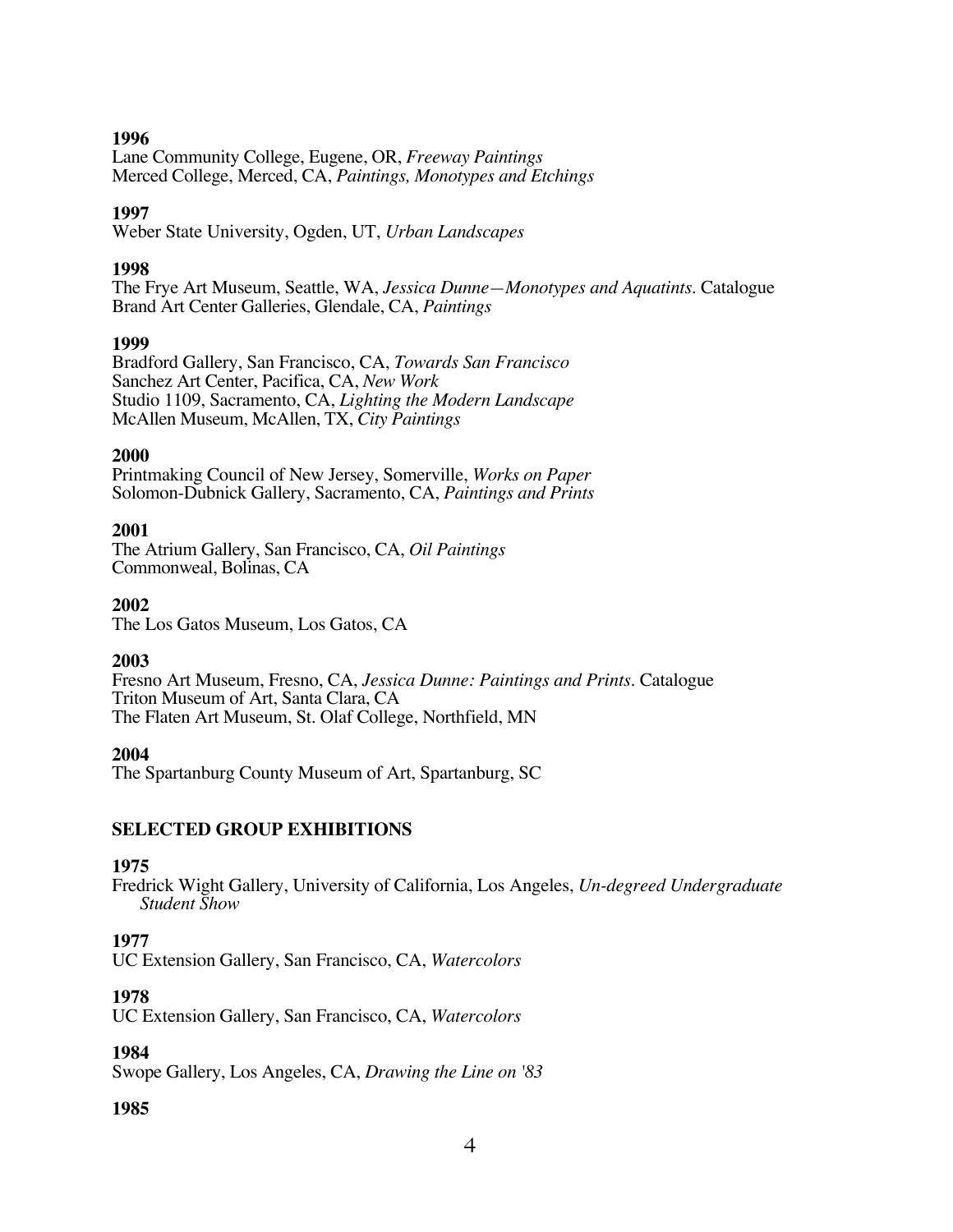**1996**
Lane Community College, Eugene, OR, *Freeway Paintings*
Merced College, Merced, CA, *Paintings, Monotypes and Etchings*

**1997**
Weber State University, Ogden, UT, *Urban Landscapes*

**1998**
The Frye Art Museum, Seattle, WA, *Jessica Dunne—Monotypes and Aquatints*. Catalogue
Brand Art Center Galleries, Glendale, CA, *Paintings*

**1999**
Bradford Gallery, San Francisco, CA, *Towards San Francisco*
Sanchez Art Center, Pacifica, CA, *New Work*
Studio 1109, Sacramento, CA, *Lighting the Modern Landscape*
McAllen Museum, McAllen, TX, *City Paintings*

**2000**
Printmaking Council of New Jersey, Somerville, *Works on Paper*
Solomon-Dubnick Gallery, Sacramento, CA, *Paintings and Prints*

**2001**
The Atrium Gallery, San Francisco, CA, *Oil Paintings*
Commonweal, Bolinas, CA

**2002**
The Los Gatos Museum, Los Gatos, CA

**2003**
Fresno Art Museum, Fresno, CA, *Jessica Dunne: Paintings and Prints*. Catalogue
Triton Museum of Art, Santa Clara, CA
The Flaten Art Museum, St. Olaf College, Northfield, MN

**2004**
The Spartanburg County Museum of Art, Spartanburg, SC

## SELECTED GROUP EXHIBITIONS

**1975**
Fredrick Wight Gallery, University of California, Los Angeles, *Un-degreed Undergraduate Student Show*

**1977**
UC Extension Gallery, San Francisco, CA, *Watercolors*

**1978**
UC Extension Gallery, San Francisco, CA, *Watercolors*

**1984**
Swope Gallery, Los Angeles, CA, *Drawing the Line on '83*

**1985**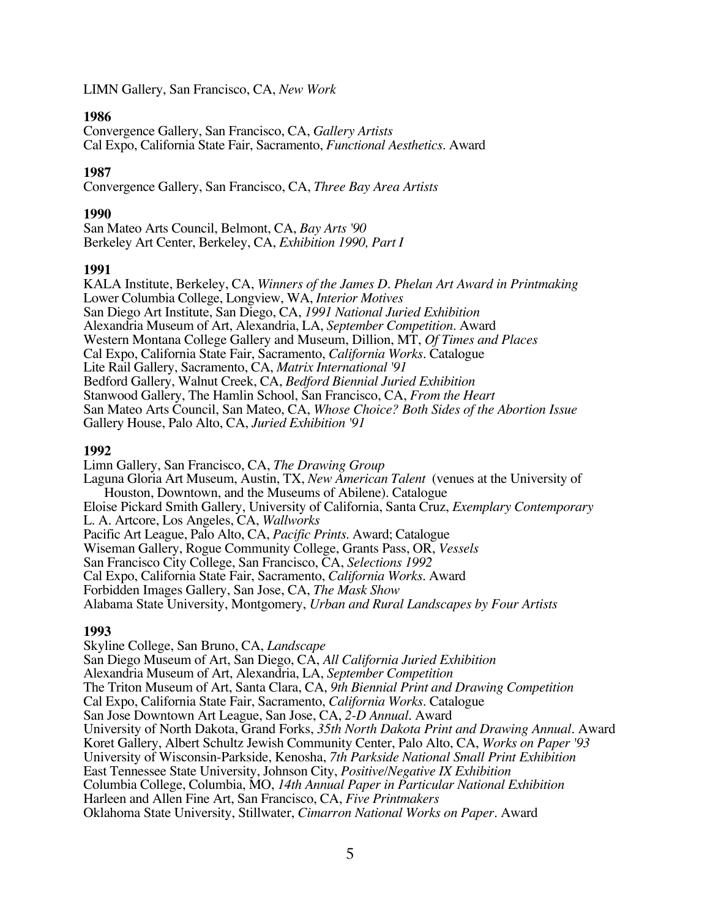LIMN Gallery, San Francisco, CA, *New Work*

**1986**

Convergence Gallery, San Francisco, CA, *Gallery Artists*
Cal Expo, California State Fair, Sacramento, *Functional Aesthetics*. Award

**1987**

Convergence Gallery, San Francisco, CA, *Three Bay Area Artists*

**1990**

San Mateo Arts Council, Belmont, CA, *Bay Arts '90*
Berkeley Art Center, Berkeley, CA, *Exhibition 1990, Part I*

**1991**

KALA Institute, Berkeley, CA, *Winners of the James D. Phelan Art Award in Printmaking*
Lower Columbia College, Longview, WA, *Interior Motives*
San Diego Art Institute, San Diego, CA, *1991 National Juried Exhibition*
Alexandria Museum of Art, Alexandria, LA, *September Competition*. Award
Western Montana College Gallery and Museum, Dillion, MT, *Of Times and Places*
Cal Expo, California State Fair, Sacramento, *California Works*. Catalogue
Lite Rail Gallery, Sacramento, CA, *Matrix International '91*
Bedford Gallery, Walnut Creek, CA, *Bedford Biennial Juried Exhibition*
Stanwood Gallery, The Hamlin School, San Francisco, CA, *From the Heart*
San Mateo Arts Council, San Mateo, CA, *Whose Choice? Both Sides of the Abortion Issue*
Gallery House, Palo Alto, CA, *Juried Exhibition '91*

**1992**

Limn Gallery, San Francisco, CA, *The Drawing Group*
Laguna Gloria Art Museum, Austin, TX, *New American Talent* (venues at the University of Houston, Downtown, and the Museums of Abilene). Catalogue
Eloise Pickard Smith Gallery, University of California, Santa Cruz, *Exemplary Contemporary*
L. A. Artcore, Los Angeles, CA, *Wallworks*
Pacific Art League, Palo Alto, CA, *Pacific Prints*. Award; Catalogue
Wiseman Gallery, Rogue Community College, Grants Pass, OR, *Vessels*
San Francisco City College, San Francisco, CA, *Selections 1992*
Cal Expo, California State Fair, Sacramento, *California Works*. Award
Forbidden Images Gallery, San Jose, CA, *The Mask Show*
Alabama State University, Montgomery, *Urban and Rural Landscapes by Four Artists*

**1993**

Skyline College, San Bruno, CA, *Landscape*
San Diego Museum of Art, San Diego, CA, *All California Juried Exhibition*
Alexandria Museum of Art, Alexandria, LA, *September Competition*
The Triton Museum of Art, Santa Clara, CA, *9th Biennial Print and Drawing Competition*
Cal Expo, California State Fair, Sacramento, *California Works*. Catalogue
San Jose Downtown Art League, San Jose, CA, *2-D Annual*. Award
University of North Dakota, Grand Forks, *35th North Dakota Print and Drawing Annual*. Award
Koret Gallery, Albert Schultz Jewish Community Center, Palo Alto, CA, *Works on Paper '93*
University of Wisconsin-Parkside, Kenosha, *7th Parkside National Small Print Exhibition*
East Tennessee State University, Johnson City, *Positive/Negative IX Exhibition*
Columbia College, Columbia, MO, *14th Annual Paper in Particular National Exhibition*
Harleen and Allen Fine Art, San Francisco, CA, *Five Printmakers*
Oklahoma State University, Stillwater, *Cimarron National Works on Paper*. Award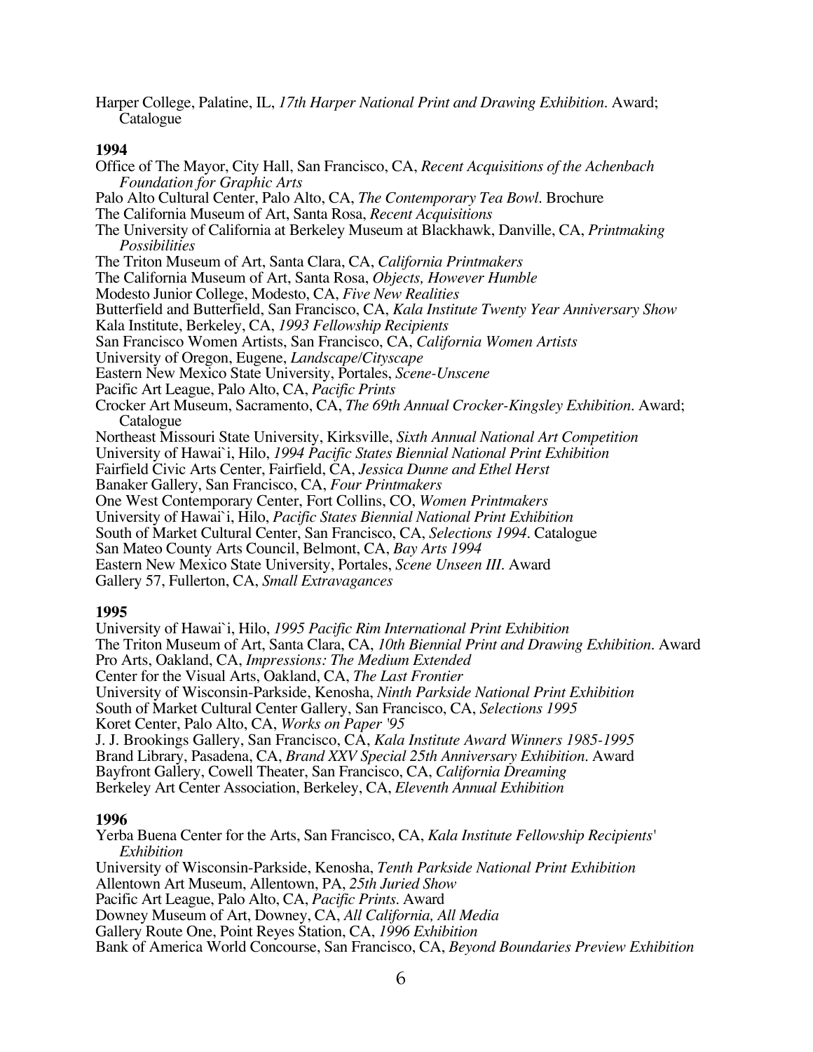Harper College, Palatine, IL, *17th Harper National Print and Drawing Exhibition*. Award; Catalogue

**1994**

Office of The Mayor, City Hall, San Francisco, CA, *Recent Acquisitions of the Achenbach Foundation for Graphic Arts*
Palo Alto Cultural Center, Palo Alto, CA, *The Contemporary Tea Bowl*. Brochure
The California Museum of Art, Santa Rosa, *Recent Acquisitions*
The University of California at Berkeley Museum at Blackhawk, Danville, CA, *Printmaking Possibilities*
The Triton Museum of Art, Santa Clara, CA, *California Printmakers*
The California Museum of Art, Santa Rosa, *Objects, However Humble*
Modesto Junior College, Modesto, CA, *Five New Realities*
Butterfield and Butterfield, San Francisco, CA, *Kala Institute Twenty Year Anniversary Show*
Kala Institute, Berkeley, CA, *1993 Fellowship Recipients*
San Francisco Women Artists, San Francisco, CA, *California Women Artists*
University of Oregon, Eugene, *Landscape/Cityscape*
Eastern New Mexico State University, Portales, *Scene-Unscene*
Pacific Art League, Palo Alto, CA, *Pacific Prints*
Crocker Art Museum, Sacramento, CA, *The 69th Annual Crocker-Kingsley Exhibition*. Award; Catalogue
Northeast Missouri State University, Kirksville, *Sixth Annual National Art Competition*
University of Hawai`i, Hilo, *1994 Pacific States Biennial National Print Exhibition*
Fairfield Civic Arts Center, Fairfield, CA, *Jessica Dunne and Ethel Herst*
Banaker Gallery, San Francisco, CA, *Four Printmakers*
One West Contemporary Center, Fort Collins, CO, *Women Printmakers*
University of Hawai`i, Hilo, *Pacific States Biennial National Print Exhibition*
South of Market Cultural Center, San Francisco, CA, *Selections 1994*. Catalogue
San Mateo County Arts Council, Belmont, CA, *Bay Arts 1994*
Eastern New Mexico State University, Portales, *Scene Unseen III*. Award
Gallery 57, Fullerton, CA, *Small Extravagances*

**1995**

University of Hawai`i, Hilo, *1995 Pacific Rim International Print Exhibition*
The Triton Museum of Art, Santa Clara, CA, *10th Biennial Print and Drawing Exhibition*. Award
Pro Arts, Oakland, CA, *Impressions: The Medium Extended*
Center for the Visual Arts, Oakland, CA, *The Last Frontier*
University of Wisconsin-Parkside, Kenosha, *Ninth Parkside National Print Exhibition*
South of Market Cultural Center Gallery, San Francisco, CA, *Selections 1995*
Koret Center, Palo Alto, CA, *Works on Paper '95*
J. J. Brookings Gallery, San Francisco, CA, *Kala Institute Award Winners 1985-1995*
Brand Library, Pasadena, CA, *Brand XXV Special 25th Anniversary Exhibition*. Award
Bayfront Gallery, Cowell Theater, San Francisco, CA, *California Dreaming*
Berkeley Art Center Association, Berkeley, CA, *Eleventh Annual Exhibition*

**1996**

Yerba Buena Center for the Arts, San Francisco, CA, *Kala Institute Fellowship Recipients' Exhibition*
University of Wisconsin-Parkside, Kenosha, *Tenth Parkside National Print Exhibition*
Allentown Art Museum, Allentown, PA, *25th Juried Show*
Pacific Art League, Palo Alto, CA, *Pacific Prints*. Award
Downey Museum of Art, Downey, CA, *All California, All Media*
Gallery Route One, Point Reyes Station, CA, *1996 Exhibition*
Bank of America World Concourse, San Francisco, CA, *Beyond Boundaries Preview Exhibition*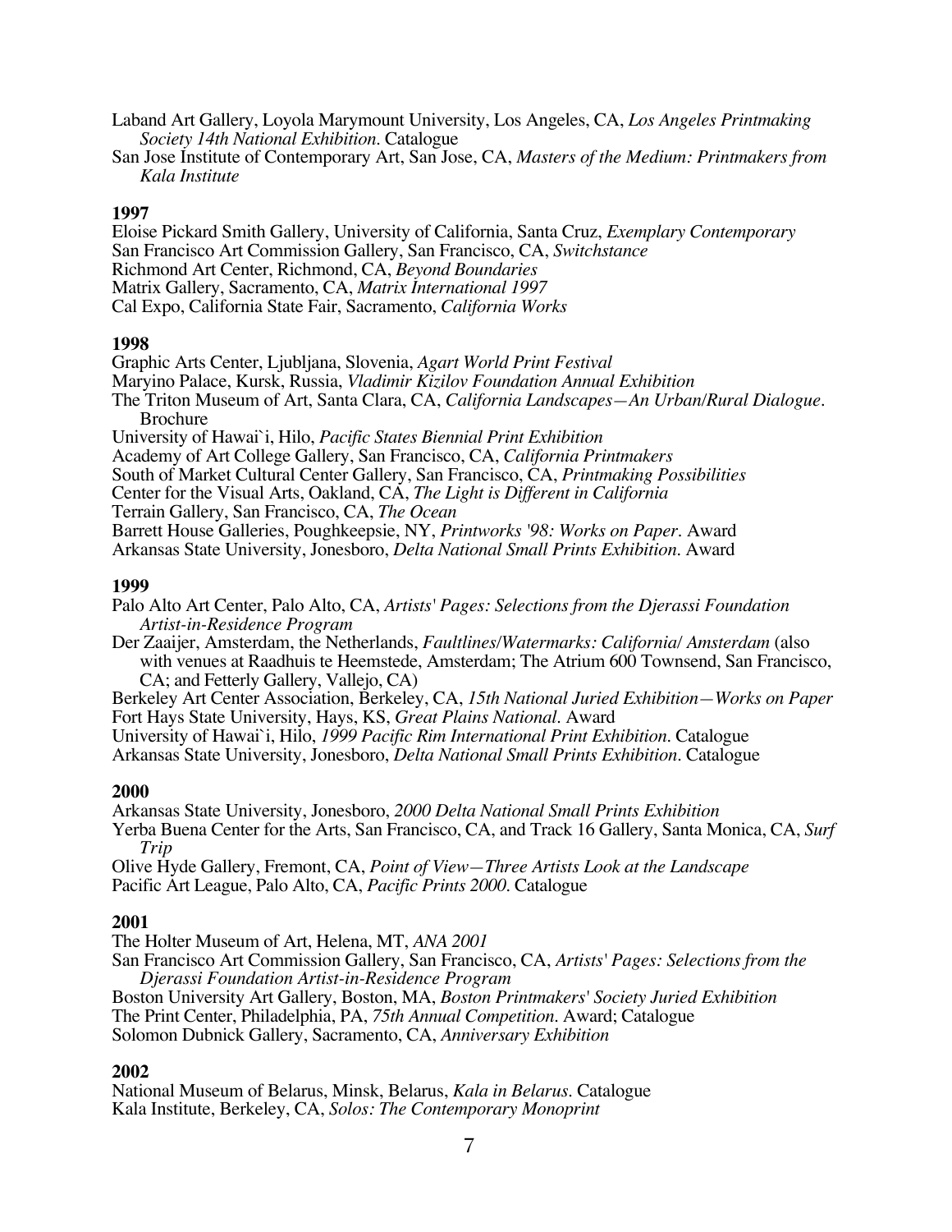Laband Art Gallery, Loyola Marymount University, Los Angeles, CA, *Los Angeles Printmaking Society 14th National Exhibition*. Catalogue

San Jose Institute of Contemporary Art, San Jose, CA, *Masters of the Medium: Printmakers from Kala Institute*

**1997**

Eloise Pickard Smith Gallery, University of California, Santa Cruz, *Exemplary Contemporary*

San Francisco Art Commission Gallery, San Francisco, CA, *Switchstance*

Richmond Art Center, Richmond, CA, *Beyond Boundaries*

Matrix Gallery, Sacramento, CA, *Matrix International 1997*

Cal Expo, California State Fair, Sacramento, *California Works*

**1998**

Graphic Arts Center, Ljubljana, Slovenia, *Agart World Print Festival*

Maryino Palace, Kursk, Russia, *Vladimir Kizilov Foundation Annual Exhibition*

The Triton Museum of Art, Santa Clara, CA, *California Landscapes—An Urban/Rural Dialogue*. Brochure

University of Hawai`i, Hilo, *Pacific States Biennial Print Exhibition*

Academy of Art College Gallery, San Francisco, CA, *California Printmakers*

South of Market Cultural Center Gallery, San Francisco, CA, *Printmaking Possibilities*

Center for the Visual Arts, Oakland, CA, *The Light is Different in California*

Terrain Gallery, San Francisco, CA, *The Ocean*

Barrett House Galleries, Poughkeepsie, NY, *Printworks '98: Works on Paper*. Award

Arkansas State University, Jonesboro, *Delta National Small Prints Exhibition*. Award

**1999**

Palo Alto Art Center, Palo Alto, CA, *Artists' Pages: Selections from the Djerassi Foundation Artist-in-Residence Program*

Der Zaaijer, Amsterdam, the Netherlands, *Faultlines/Watermarks: California/ Amsterdam* (also with venues at Raadhuis te Heemstede, Amsterdam; The Atrium 600 Townsend, San Francisco, CA; and Fetterly Gallery, Vallejo, CA)

Berkeley Art Center Association, Berkeley, CA, *15th National Juried Exhibition—Works on Paper*

Fort Hays State University, Hays, KS, *Great Plains National*. Award

University of Hawai`i, Hilo, *1999 Pacific Rim International Print Exhibition*. Catalogue

Arkansas State University, Jonesboro, *Delta National Small Prints Exhibition*. Catalogue

**2000**

Arkansas State University, Jonesboro, *2000 Delta National Small Prints Exhibition*

Yerba Buena Center for the Arts, San Francisco, CA, and Track 16 Gallery, Santa Monica, CA, *Surf Trip*

Olive Hyde Gallery, Fremont, CA, *Point of View—Three Artists Look at the Landscape*

Pacific Art League, Palo Alto, CA, *Pacific Prints 2000*. Catalogue

**2001**

The Holter Museum of Art, Helena, MT, *ANA 2001*

San Francisco Art Commission Gallery, San Francisco, CA, *Artists' Pages: Selections from the Djerassi Foundation Artist-in-Residence Program*

Boston University Art Gallery, Boston, MA, *Boston Printmakers' Society Juried Exhibition*

The Print Center, Philadelphia, PA, *75th Annual Competition*. Award; Catalogue

Solomon Dubnick Gallery, Sacramento, CA, *Anniversary Exhibition*

**2002**

National Museum of Belarus, Minsk, Belarus, *Kala in Belarus*. Catalogue

Kala Institute, Berkeley, CA, *Solos: The Contemporary Monoprint*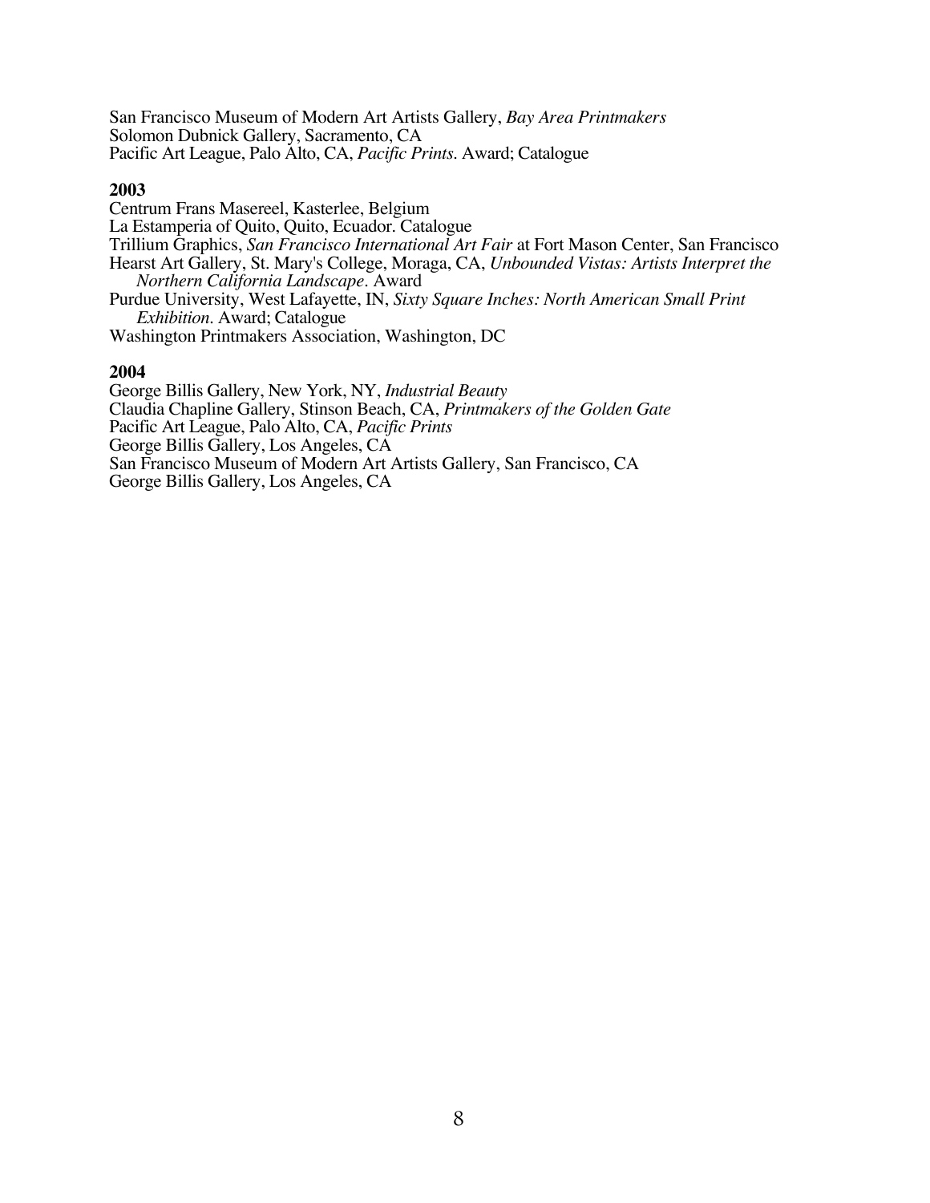San Francisco Museum of Modern Art Artists Gallery, *Bay Area Printmakers*
Solomon Dubnick Gallery, Sacramento, CA
Pacific Art League, Palo Alto, CA, *Pacific Prints.* Award; Catalogue

**2003**

Centrum Frans Masereel, Kasterlee, Belgium
La Estamperia of Quito, Quito, Ecuador. Catalogue
Trillium Graphics, *San Francisco International Art Fair* at Fort Mason Center, San Francisco
Hearst Art Gallery, St. Mary's College, Moraga, CA, *Unbounded Vistas: Artists Interpret the Northern California Landscape.* Award
Purdue University, West Lafayette, IN, *Sixty Square Inches: North American Small Print Exhibition.* Award; Catalogue
Washington Printmakers Association, Washington, DC

**2004**

George Billis Gallery, New York, NY, *Industrial Beauty*
Claudia Chapline Gallery, Stinson Beach, CA, *Printmakers of the Golden Gate*
Pacific Art League, Palo Alto, CA, *Pacific Prints*
George Billis Gallery, Los Angeles, CA
San Francisco Museum of Modern Art Artists Gallery, San Francisco, CA
George Billis Gallery, Los Angeles, CA